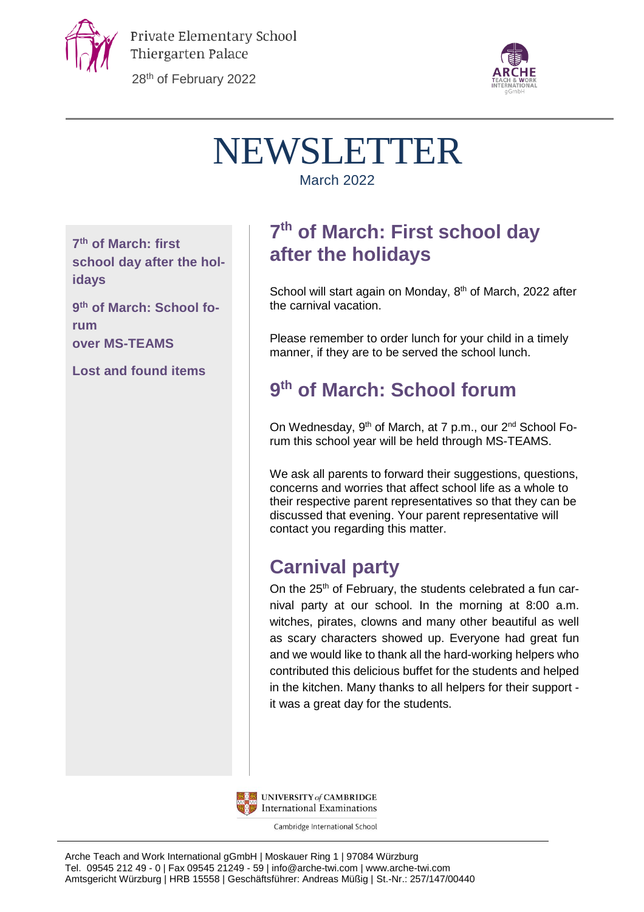Private Elementary School
Thiergarten Palace

28th of February 2022

# NEWSLETTER

March 2022

**7th of March: first school day after the holidays**

**9th of March: School forum over MS-TEAMS**

**Lost and found items**

## 7th of March: First school day after the holidays

School will start again on Monday, 8th of March, 2022 after the carnival vacation.

Please remember to order lunch for your child in a timely manner, if they are to be served the school lunch.

## 9th of March: School forum

On Wednesday, 9th of March, at 7 p.m., our 2nd School Forum this school year will be held through MS-TEAMS.

We ask all parents to forward their suggestions, questions, concerns and worries that affect school life as a whole to their respective parent representatives so that they can be discussed that evening. Your parent representative will contact you regarding this matter.

## Carnival party

On the 25th of February, the students celebrated a fun carnival party at our school. In the morning at 8:00 a.m. witches, pirates, clowns and many other beautiful as well as scary characters showed up. Everyone had great fun and we would like to thank all the hard-working helpers who contributed this delicious buffet for the students and helped in the kitchen. Many thanks to all helpers for their support - it was a great day for the students.

UNIVERSITY of CAMBRIDGE International Examinations

Cambridge International School

Arche Teach and Work International gGmbH | Moskauer Ring 1 | 97084 Würzburg
Tel. 09545 212 49 - 0 | Fax 09545 21249 - 59 | info@arche-twi.com | www.arche-twi.com
Amtsgericht Würzburg | HRB 15558 | Geschäftsführer: Andreas Müßig | St.-Nr.: 257/147/00440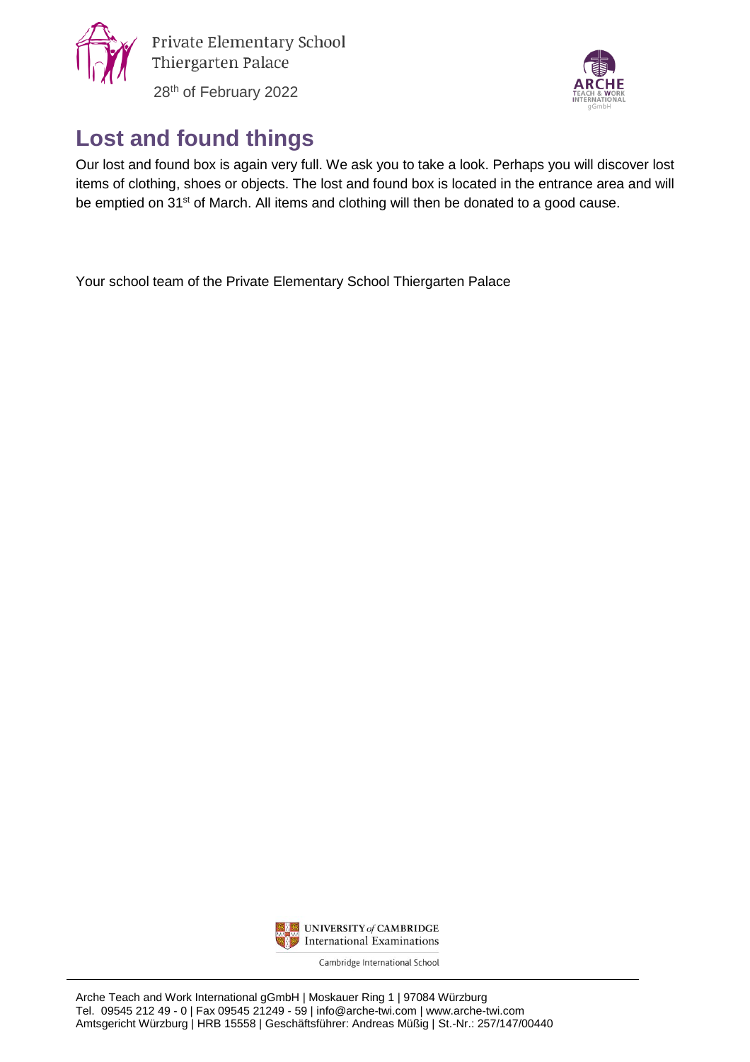Private Elementary School
Thiergarten Palace

28th of February 2022

# Lost and found things

Our lost and found box is again very full. We ask you to take a look. Perhaps you will discover lost items of clothing, shoes or objects. The lost and found box is located in the entrance area and will be emptied on 31st of March. All items and clothing will then be donated to a good cause.

Your school team of the Private Elementary School Thiergarten Palace

UNIVERSITY of CAMBRIDGE International Examinations

Cambridge International School

Arche Teach and Work International gGmbH | Moskauer Ring 1 | 97084 Würzburg
Tel. 09545 212 49 - 0 | Fax 09545 21249 - 59 | info@arche-twi.com | www.arche-twi.com
Amtsgericht Würzburg | HRB 15558 | Geschäftsführer: Andreas Müßig | St.-Nr.: 257/147/00440